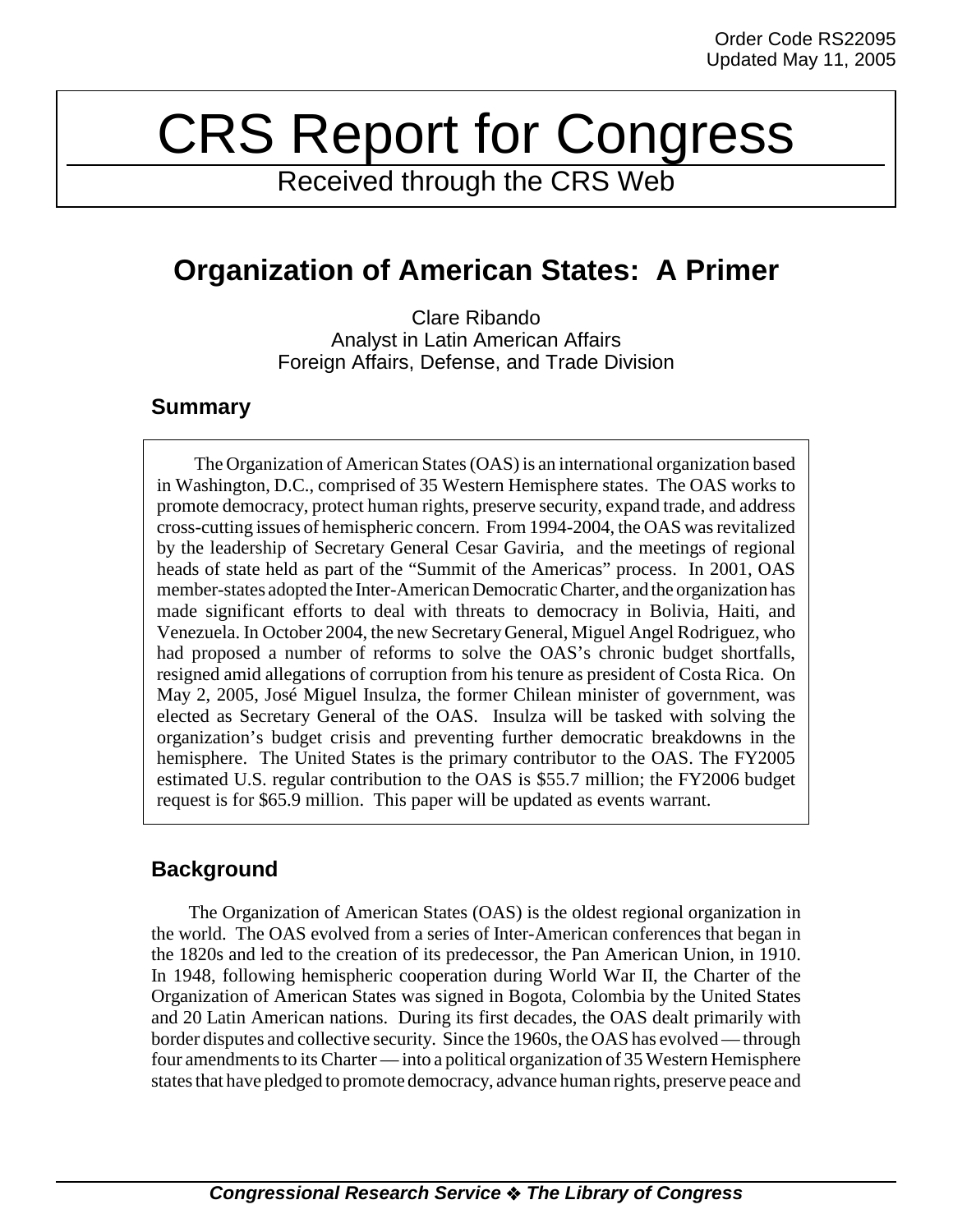Order Code RS22095
Updated May 11, 2005

# CRS Report for Congress

Received through the CRS Web

## Organization of American States: A Primer

Clare Ribando
Analyst in Latin American Affairs
Foreign Affairs, Defense, and Trade Division

### Summary

The Organization of American States (OAS) is an international organization based in Washington, D.C., comprised of 35 Western Hemisphere states. The OAS works to promote democracy, protect human rights, preserve security, expand trade, and address cross-cutting issues of hemispheric concern. From 1994-2004, the OAS was revitalized by the leadership of Secretary General Cesar Gaviria, and the meetings of regional heads of state held as part of the "Summit of the Americas" process. In 2001, OAS member-states adopted the Inter-American Democratic Charter, and the organization has made significant efforts to deal with threats to democracy in Bolivia, Haiti, and Venezuela. In October 2004, the new Secretary General, Miguel Angel Rodriguez, who had proposed a number of reforms to solve the OAS's chronic budget shortfalls, resigned amid allegations of corruption from his tenure as president of Costa Rica. On May 2, 2005, José Miguel Insulza, the former Chilean minister of government, was elected as Secretary General of the OAS. Insulza will be tasked with solving the organization's budget crisis and preventing further democratic breakdowns in the hemisphere. The United States is the primary contributor to the OAS. The FY2005 estimated U.S. regular contribution to the OAS is $55.7 million; the FY2006 budget request is for $65.9 million. This paper will be updated as events warrant.

### Background

The Organization of American States (OAS) is the oldest regional organization in the world. The OAS evolved from a series of Inter-American conferences that began in the 1820s and led to the creation of its predecessor, the Pan American Union, in 1910. In 1948, following hemispheric cooperation during World War II, the Charter of the Organization of American States was signed in Bogota, Colombia by the United States and 20 Latin American nations. During its first decades, the OAS dealt primarily with border disputes and collective security. Since the 1960s, the OAS has evolved — through four amendments to its Charter — into a political organization of 35 Western Hemisphere states that have pledged to promote democracy, advance human rights, preserve peace and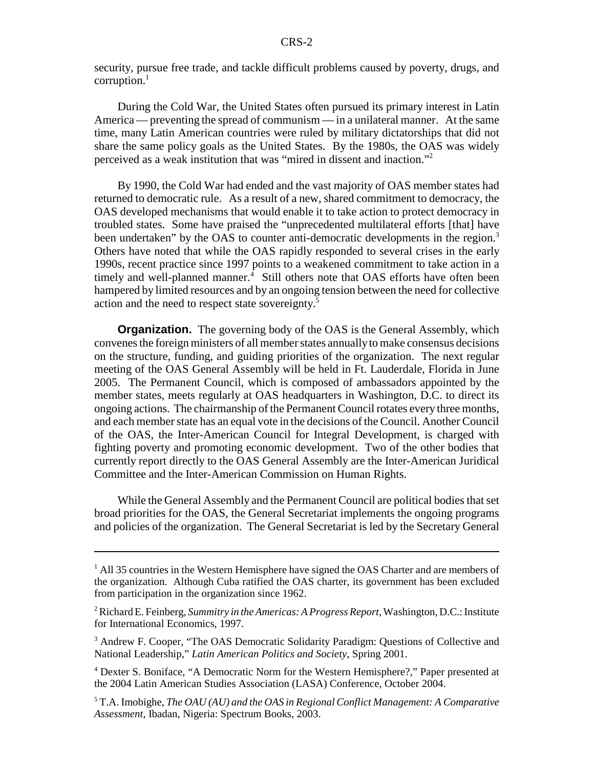security, pursue free trade, and tackle difficult problems caused by poverty, drugs, and corruption.[1]

During the Cold War, the United States often pursued its primary interest in Latin America — preventing the spread of communism — in a unilateral manner. At the same time, many Latin American countries were ruled by military dictatorships that did not share the same policy goals as the United States. By the 1980s, the OAS was widely perceived as a weak institution that was "mired in dissent and inaction."[2]

By 1990, the Cold War had ended and the vast majority of OAS member states had returned to democratic rule. As a result of a new, shared commitment to democracy, the OAS developed mechanisms that would enable it to take action to protect democracy in troubled states. Some have praised the "unprecedented multilateral efforts [that] have been undertaken" by the OAS to counter anti-democratic developments in the region.[3] Others have noted that while the OAS rapidly responded to several crises in the early 1990s, recent practice since 1997 points to a weakened commitment to take action in a timely and well-planned manner.[4] Still others note that OAS efforts have often been hampered by limited resources and by an ongoing tension between the need for collective action and the need to respect state sovereignty.[5]

**Organization.** The governing body of the OAS is the General Assembly, which convenes the foreign ministers of all member states annually to make consensus decisions on the structure, funding, and guiding priorities of the organization. The next regular meeting of the OAS General Assembly will be held in Ft. Lauderdale, Florida in June 2005. The Permanent Council, which is composed of ambassadors appointed by the member states, meets regularly at OAS headquarters in Washington, D.C. to direct its ongoing actions. The chairmanship of the Permanent Council rotates every three months, and each member state has an equal vote in the decisions of the Council. Another Council of the OAS, the Inter-American Council for Integral Development, is charged with fighting poverty and promoting economic development. Two of the other bodies that currently report directly to the OAS General Assembly are the Inter-American Juridical Committee and the Inter-American Commission on Human Rights.

While the General Assembly and the Permanent Council are political bodies that set broad priorities for the OAS, the General Secretariat implements the ongoing programs and policies of the organization. The General Secretariat is led by the Secretary General

---

[1] All 35 countries in the Western Hemisphere have signed the OAS Charter and are members of the organization. Although Cuba ratified the OAS charter, its government has been excluded from participation in the organization since 1962.

[2] Richard E. Feinberg, *Summitry in the Americas: A Progress Report*, Washington, D.C.: Institute for International Economics, 1997.

[3] Andrew F. Cooper, "The OAS Democratic Solidarity Paradigm: Questions of Collective and National Leadership," *Latin American Politics and Society*, Spring 2001.

[4] Dexter S. Boniface, "A Democratic Norm for the Western Hemisphere?," Paper presented at the 2004 Latin American Studies Association (LASA) Conference, October 2004.

[5] T.A. Imobighe, *The OAU (AU) and the OAS in Regional Conflict Management: A Comparative Assessment*, Ibadan, Nigeria: Spectrum Books, 2003.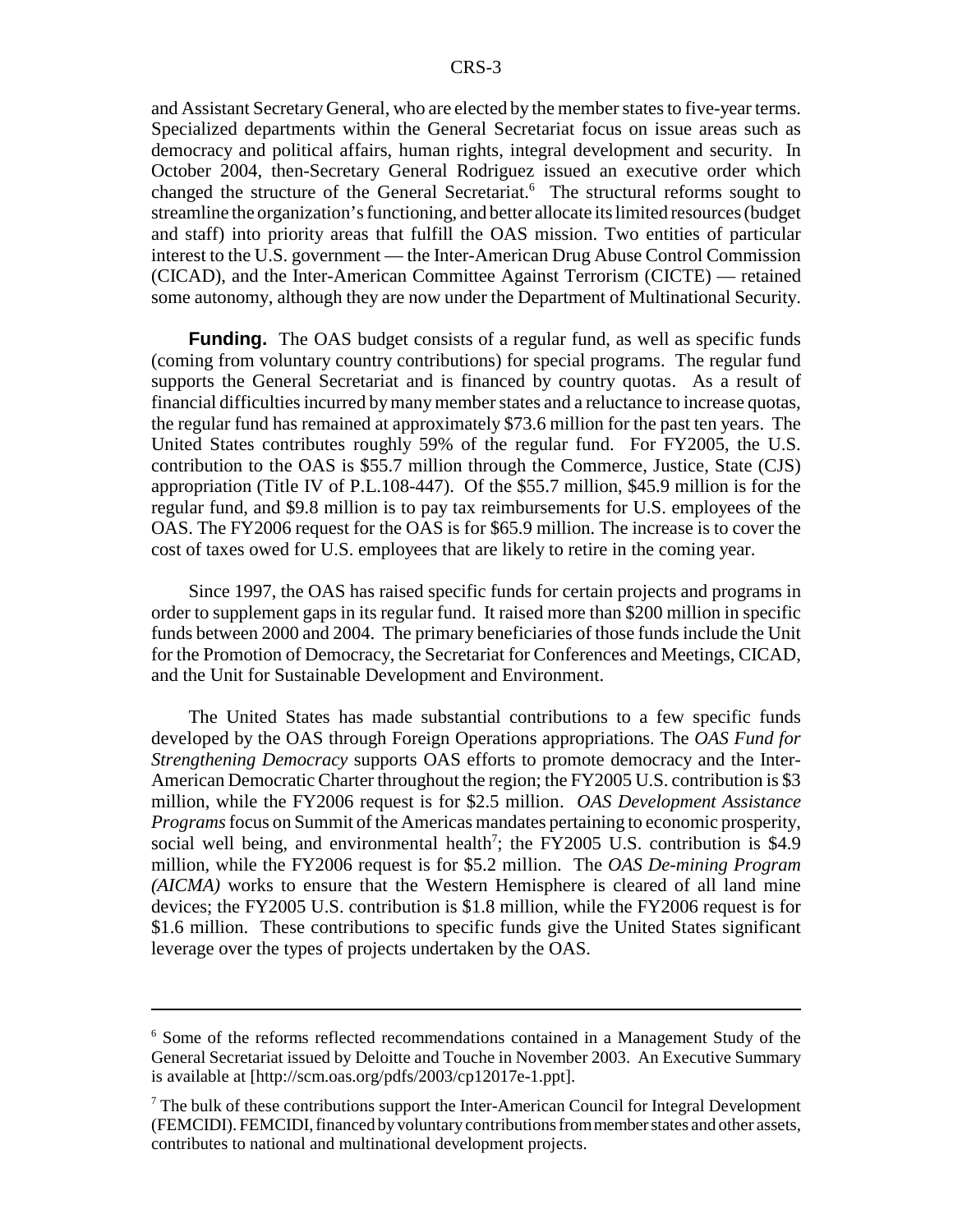and Assistant Secretary General, who are elected by the member states to five-year terms. Specialized departments within the General Secretariat focus on issue areas such as democracy and political affairs, human rights, integral development and security. In October 2004, then-Secretary General Rodriguez issued an executive order which changed the structure of the General Secretariat.[6] The structural reforms sought to streamline the organization's functioning, and better allocate its limited resources (budget and staff) into priority areas that fulfill the OAS mission. Two entities of particular interest to the U.S. government — the Inter-American Drug Abuse Control Commission (CICAD), and the Inter-American Committee Against Terrorism (CICTE) — retained some autonomy, although they are now under the Department of Multinational Security.

**Funding.** The OAS budget consists of a regular fund, as well as specific funds (coming from voluntary country contributions) for special programs. The regular fund supports the General Secretariat and is financed by country quotas. As a result of financial difficulties incurred by many member states and a reluctance to increase quotas, the regular fund has remained at approximately $73.6 million for the past ten years. The United States contributes roughly 59% of the regular fund. For FY2005, the U.S. contribution to the OAS is $55.7 million through the Commerce, Justice, State (CJS) appropriation (Title IV of P.L.108-447). Of the $55.7 million, $45.9 million is for the regular fund, and $9.8 million is to pay tax reimbursements for U.S. employees of the OAS. The FY2006 request for the OAS is for $65.9 million. The increase is to cover the cost of taxes owed for U.S. employees that are likely to retire in the coming year.

Since 1997, the OAS has raised specific funds for certain projects and programs in order to supplement gaps in its regular fund. It raised more than $200 million in specific funds between 2000 and 2004. The primary beneficiaries of those funds include the Unit for the Promotion of Democracy, the Secretariat for Conferences and Meetings, CICAD, and the Unit for Sustainable Development and Environment.

The United States has made substantial contributions to a few specific funds developed by the OAS through Foreign Operations appropriations. The *OAS Fund for Strengthening Democracy* supports OAS efforts to promote democracy and the Inter-American Democratic Charter throughout the region; the FY2005 U.S. contribution is $3 million, while the FY2006 request is for $2.5 million. *OAS Development Assistance Programs* focus on Summit of the Americas mandates pertaining to economic prosperity, social well being, and environmental health[7]; the FY2005 U.S. contribution is $4.9 million, while the FY2006 request is for $5.2 million. The *OAS De-mining Program (AICMA)* works to ensure that the Western Hemisphere is cleared of all land mine devices; the FY2005 U.S. contribution is $1.8 million, while the FY2006 request is for $1.6 million. These contributions to specific funds give the United States significant leverage over the types of projects undertaken by the OAS.

---

[6] Some of the reforms reflected recommendations contained in a Management Study of the General Secretariat issued by Deloitte and Touche in November 2003. An Executive Summary is available at [http://scm.oas.org/pdfs/2003/cp12017e-1.ppt].

[7] The bulk of these contributions support the Inter-American Council for Integral Development (FEMCIDI). FEMCIDI, financed by voluntary contributions from member states and other assets, contributes to national and multinational development projects.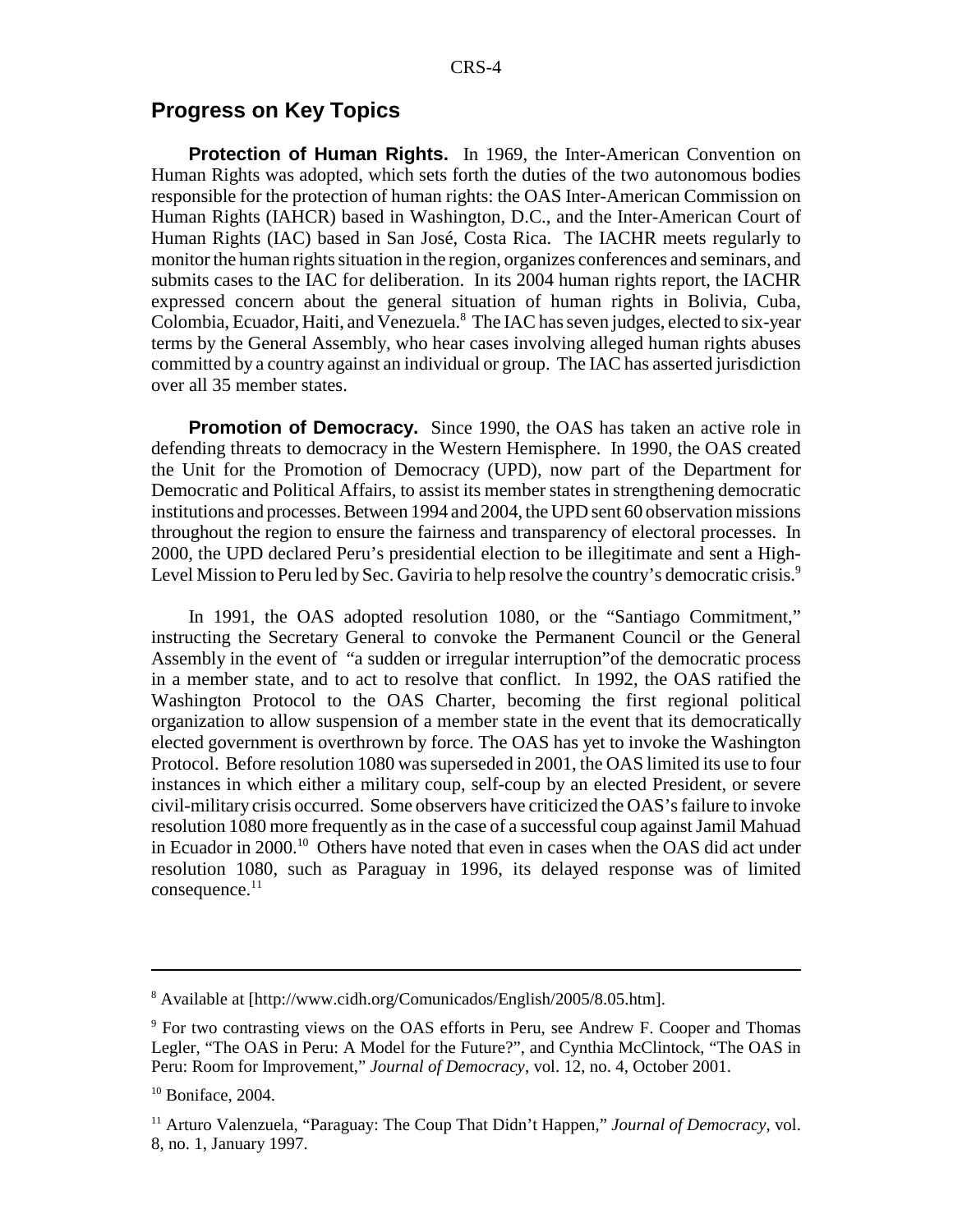## Progress on Key Topics

**Protection of Human Rights.** In 1969, the Inter-American Convention on Human Rights was adopted, which sets forth the duties of the two autonomous bodies responsible for the protection of human rights: the OAS Inter-American Commission on Human Rights (IAHCR) based in Washington, D.C., and the Inter-American Court of Human Rights (IAC) based in San José, Costa Rica. The IACHR meets regularly to monitor the human rights situation in the region, organizes conferences and seminars, and submits cases to the IAC for deliberation. In its 2004 human rights report, the IACHR expressed concern about the general situation of human rights in Bolivia, Cuba, Colombia, Ecuador, Haiti, and Venezuela.[8] The IAC has seven judges, elected to six-year terms by the General Assembly, who hear cases involving alleged human rights abuses committed by a country against an individual or group. The IAC has asserted jurisdiction over all 35 member states.

**Promotion of Democracy.** Since 1990, the OAS has taken an active role in defending threats to democracy in the Western Hemisphere. In 1990, the OAS created the Unit for the Promotion of Democracy (UPD), now part of the Department for Democratic and Political Affairs, to assist its member states in strengthening democratic institutions and processes. Between 1994 and 2004, the UPD sent 60 observation missions throughout the region to ensure the fairness and transparency of electoral processes. In 2000, the UPD declared Peru's presidential election to be illegitimate and sent a High-Level Mission to Peru led by Sec. Gaviria to help resolve the country's democratic crisis.[9]

In 1991, the OAS adopted resolution 1080, or the "Santiago Commitment," instructing the Secretary General to convoke the Permanent Council or the General Assembly in the event of "a sudden or irregular interruption"of the democratic process in a member state, and to act to resolve that conflict. In 1992, the OAS ratified the Washington Protocol to the OAS Charter, becoming the first regional political organization to allow suspension of a member state in the event that its democratically elected government is overthrown by force. The OAS has yet to invoke the Washington Protocol. Before resolution 1080 was superseded in 2001, the OAS limited its use to four instances in which either a military coup, self-coup by an elected President, or severe civil-military crisis occurred. Some observers have criticized the OAS's failure to invoke resolution 1080 more frequently as in the case of a successful coup against Jamil Mahuad in Ecuador in 2000.[10] Others have noted that even in cases when the OAS did act under resolution 1080, such as Paraguay in 1996, its delayed response was of limited consequence.[11]

---

[8] Available at [http://www.cidh.org/Comunicados/English/2005/8.05.htm].

[9] For two contrasting views on the OAS efforts in Peru, see Andrew F. Cooper and Thomas Legler, "The OAS in Peru: A Model for the Future?", and Cynthia McClintock, "The OAS in Peru: Room for Improvement," *Journal of Democracy*, vol. 12, no. 4, October 2001.

[10] Boniface, 2004.

[11] Arturo Valenzuela, "Paraguay: The Coup That Didn't Happen," *Journal of Democracy*, vol. 8, no. 1, January 1997.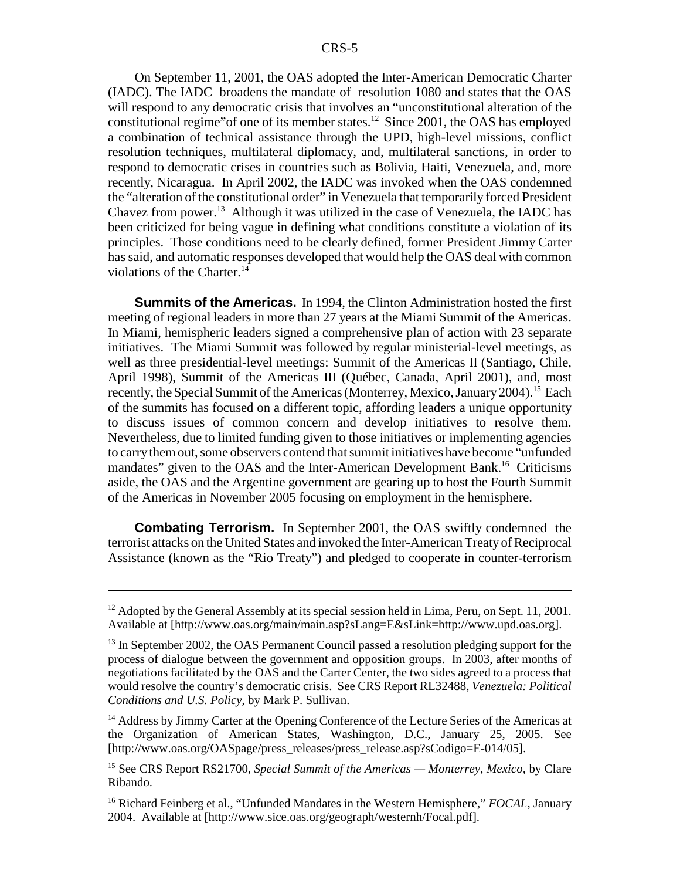On September 11, 2001, the OAS adopted the Inter-American Democratic Charter (IADC). The IADC broadens the mandate of resolution 1080 and states that the OAS will respond to any democratic crisis that involves an "unconstitutional alteration of the constitutional regime"of one of its member states.[12] Since 2001, the OAS has employed a combination of technical assistance through the UPD, high-level missions, conflict resolution techniques, multilateral diplomacy, and, multilateral sanctions, in order to respond to democratic crises in countries such as Bolivia, Haiti, Venezuela, and, more recently, Nicaragua. In April 2002, the IADC was invoked when the OAS condemned the "alteration of the constitutional order" in Venezuela that temporarily forced President Chavez from power.[13] Although it was utilized in the case of Venezuela, the IADC has been criticized for being vague in defining what conditions constitute a violation of its principles. Those conditions need to be clearly defined, former President Jimmy Carter has said, and automatic responses developed that would help the OAS deal with common violations of the Charter.[14]

**Summits of the Americas.** In 1994, the Clinton Administration hosted the first meeting of regional leaders in more than 27 years at the Miami Summit of the Americas. In Miami, hemispheric leaders signed a comprehensive plan of action with 23 separate initiatives. The Miami Summit was followed by regular ministerial-level meetings, as well as three presidential-level meetings: Summit of the Americas II (Santiago, Chile, April 1998), Summit of the Americas III (Québec, Canada, April 2001), and, most recently, the Special Summit of the Americas (Monterrey, Mexico, January 2004).[15] Each of the summits has focused on a different topic, affording leaders a unique opportunity to discuss issues of common concern and develop initiatives to resolve them. Nevertheless, due to limited funding given to those initiatives or implementing agencies to carry them out, some observers contend that summit initiatives have become "unfunded mandates" given to the OAS and the Inter-American Development Bank.[16] Criticisms aside, the OAS and the Argentine government are gearing up to host the Fourth Summit of the Americas in November 2005 focusing on employment in the hemisphere.

**Combating Terrorism.** In September 2001, the OAS swiftly condemned the terrorist attacks on the United States and invoked the Inter-American Treaty of Reciprocal Assistance (known as the "Rio Treaty") and pledged to cooperate in counter-terrorism

---

[12] Adopted by the General Assembly at its special session held in Lima, Peru, on Sept. 11, 2001. Available at [http://www.oas.org/main/main.asp?sLang=E&sLink=http://www.upd.oas.org].

[13] In September 2002, the OAS Permanent Council passed a resolution pledging support for the process of dialogue between the government and opposition groups. In 2003, after months of negotiations facilitated by the OAS and the Carter Center, the two sides agreed to a process that would resolve the country's democratic crisis. See CRS Report RL32488, *Venezuela: Political Conditions and U.S. Policy*, by Mark P. Sullivan.

[14] Address by Jimmy Carter at the Opening Conference of the Lecture Series of the Americas at the Organization of American States, Washington, D.C., January 25, 2005. See [http://www.oas.org/OASpage/press_releases/press_release.asp?sCodigo=E-014/05].

[15] See CRS Report RS21700, *Special Summit of the Americas — Monterrey, Mexico*, by Clare Ribando.

[16] Richard Feinberg et al., "Unfunded Mandates in the Western Hemisphere," *FOCAL*, January 2004. Available at [http://www.sice.oas.org/geograph/westernh/Focal.pdf].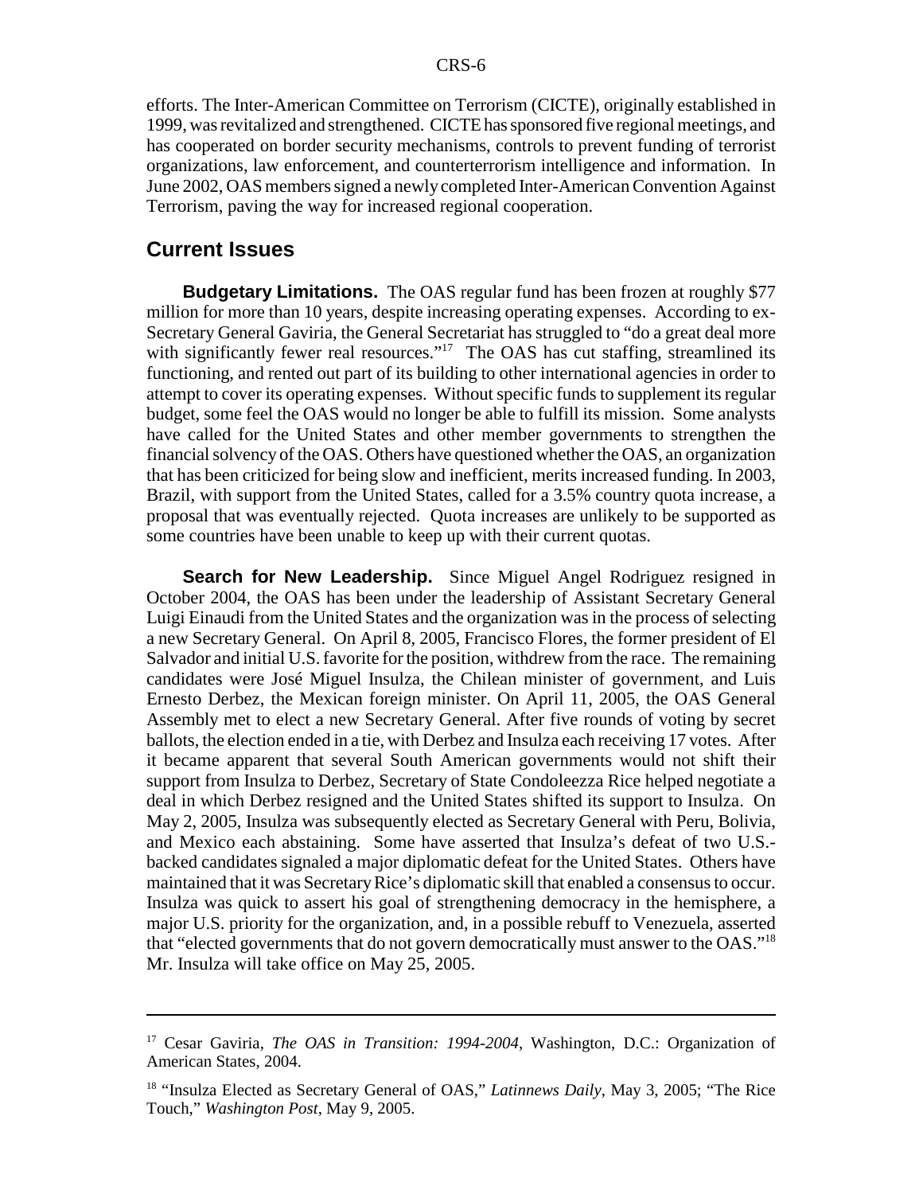efforts. The Inter-American Committee on Terrorism (CICTE), originally established in 1999, was revitalized and strengthened. CICTE has sponsored five regional meetings, and has cooperated on border security mechanisms, controls to prevent funding of terrorist organizations, law enforcement, and counterterrorism intelligence and information. In June 2002, OAS members signed a newly completed Inter-American Convention Against Terrorism, paving the way for increased regional cooperation.

## Current Issues

**Budgetary Limitations.** The OAS regular fund has been frozen at roughly $77 million for more than 10 years, despite increasing operating expenses. According to ex-Secretary General Gaviria, the General Secretariat has struggled to "do a great deal more with significantly fewer real resources."[17] The OAS has cut staffing, streamlined its functioning, and rented out part of its building to other international agencies in order to attempt to cover its operating expenses. Without specific funds to supplement its regular budget, some feel the OAS would no longer be able to fulfill its mission. Some analysts have called for the United States and other member governments to strengthen the financial solvency of the OAS. Others have questioned whether the OAS, an organization that has been criticized for being slow and inefficient, merits increased funding. In 2003, Brazil, with support from the United States, called for a 3.5% country quota increase, a proposal that was eventually rejected. Quota increases are unlikely to be supported as some countries have been unable to keep up with their current quotas.

**Search for New Leadership.** Since Miguel Angel Rodriguez resigned in October 2004, the OAS has been under the leadership of Assistant Secretary General Luigi Einaudi from the United States and the organization was in the process of selecting a new Secretary General. On April 8, 2005, Francisco Flores, the former president of El Salvador and initial U.S. favorite for the position, withdrew from the race. The remaining candidates were José Miguel Insulza, the Chilean minister of government, and Luis Ernesto Derbez, the Mexican foreign minister. On April 11, 2005, the OAS General Assembly met to elect a new Secretary General. After five rounds of voting by secret ballots, the election ended in a tie, with Derbez and Insulza each receiving 17 votes. After it became apparent that several South American governments would not shift their support from Insulza to Derbez, Secretary of State Condoleezza Rice helped negotiate a deal in which Derbez resigned and the United States shifted its support to Insulza. On May 2, 2005, Insulza was subsequently elected as Secretary General with Peru, Bolivia, and Mexico each abstaining. Some have asserted that Insulza's defeat of two U.S.-backed candidates signaled a major diplomatic defeat for the United States. Others have maintained that it was Secretary Rice's diplomatic skill that enabled a consensus to occur. Insulza was quick to assert his goal of strengthening democracy in the hemisphere, a major U.S. priority for the organization, and, in a possible rebuff to Venezuela, asserted that "elected governments that do not govern democratically must answer to the OAS."[18] Mr. Insulza will take office on May 25, 2005.

---

[17] Cesar Gaviria, *The OAS in Transition: 1994-2004*, Washington, D.C.: Organization of American States, 2004.

[18] "Insulza Elected as Secretary General of OAS," *Latinnews Daily*, May 3, 2005; "The Rice Touch," *Washington Post*, May 9, 2005.